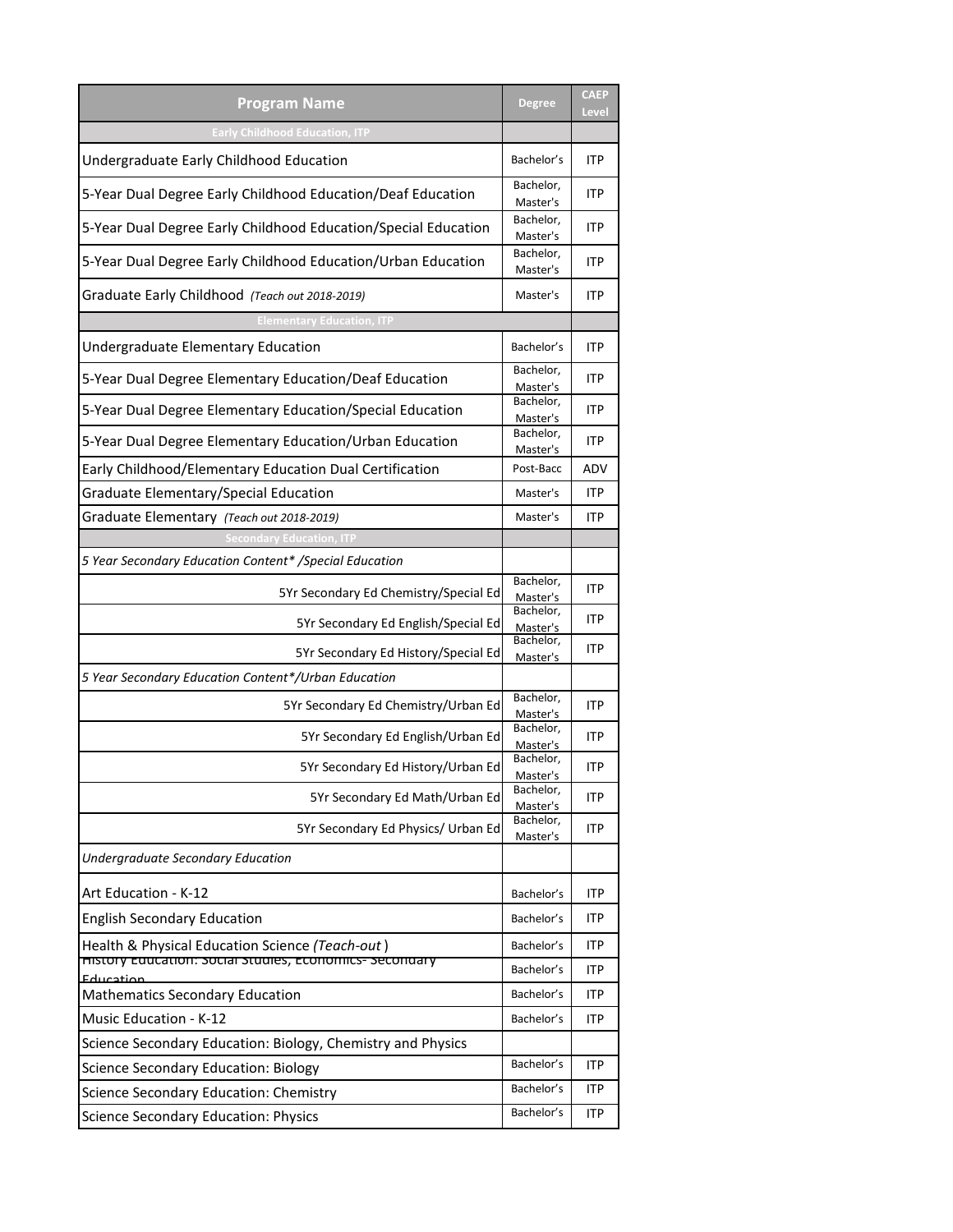| Program Name | Degree | CAEP Level |
|---|---|---|
| Early Childhood Education, ITP | | |
| Undergraduate Early Childhood Education | Bachelor's | ITP |
| 5-Year Dual Degree Early Childhood Education/Deaf Education | Bachelor, Master's | ITP |
| 5-Year Dual Degree Early Childhood Education/Special Education | Bachelor, Master's | ITP |
| 5-Year Dual Degree Early Childhood Education/Urban Education | Bachelor, Master's | ITP |
| Graduate Early Childhood *(Teach out 2018-2019)* | Master's | ITP |
| Elementary Education, ITP | | |
| Undergraduate Elementary Education | Bachelor's | ITP |
| 5-Year Dual Degree Elementary Education/Deaf Education | Bachelor, Master's | ITP |
| 5-Year Dual Degree Elementary Education/Special Education | Bachelor, Master's | ITP |
| 5-Year Dual Degree Elementary Education/Urban Education | Bachelor, Master's | ITP |
| Early Childhood/Elementary Education Dual Certification | Post-Bacc | ADV |
| Graduate Elementary/Special Education | Master's | ITP |
| Graduate Elementary *(Teach out 2018-2019)* | Master's | ITP |
| Secondary Education, ITP | | |
| *5 Year Secondary Education Content* /Special Education* | | |
| 5Yr Secondary Ed Chemistry/Special Ed | Bachelor, Master's | ITP |
| 5Yr Secondary Ed English/Special Ed | Bachelor, Master's | ITP |
| 5Yr Secondary Ed History/Special Ed | Bachelor, Master's | ITP |
| *5 Year Secondary Education Content*/Urban Education* | | |
| 5Yr Secondary Ed Chemistry/Urban Ed | Bachelor, Master's | ITP |
| 5Yr Secondary Ed English/Urban Ed | Bachelor, Master's | ITP |
| 5Yr Secondary Ed History/Urban Ed | Bachelor, Master's | ITP |
| 5Yr Secondary Ed Math/Urban Ed | Bachelor, Master's | ITP |
| 5Yr Secondary Ed Physics/ Urban Ed | Bachelor, Master's | ITP |
| *Undergraduate Secondary Education* | | |
| Art Education - K-12 | Bachelor's | ITP |
| English Secondary Education | Bachelor's | ITP |
| Health & Physical Education Science *(Teach-out )* | Bachelor's | ITP |
| History Education: Social Studies, Economics- Secondary Education | Bachelor's | ITP |
| Mathematics Secondary Education | Bachelor's | ITP |
| Music Education - K-12 | Bachelor's | ITP |
| Science Secondary Education: Biology, Chemistry and Physics | | |
| Science Secondary Education: Biology | Bachelor's | ITP |
| Science Secondary Education: Chemistry | Bachelor's | ITP |
| Science Secondary Education: Physics | Bachelor's | ITP |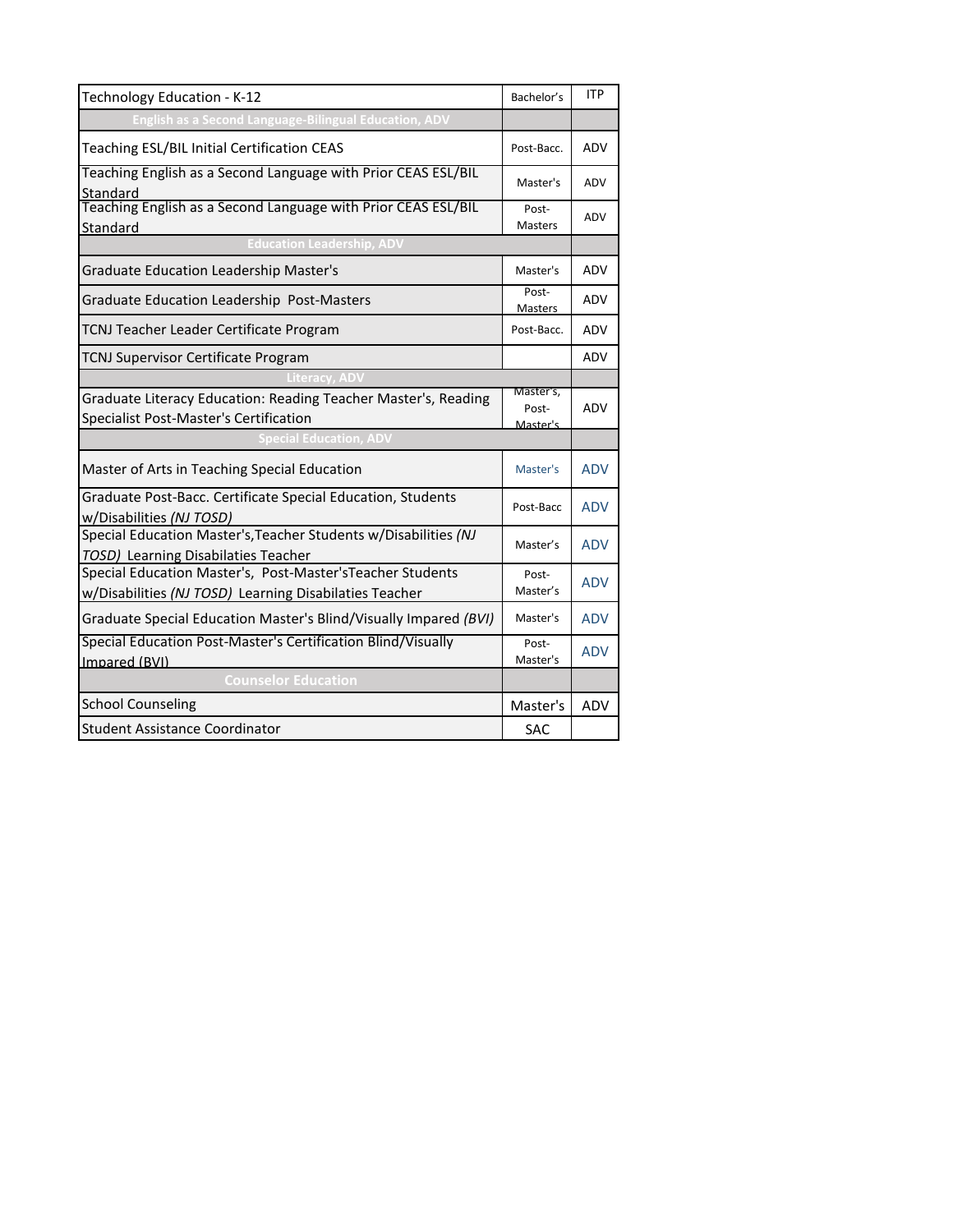| | | |
|---|---|---|
| Technology Education - K-12 | Bachelor's | ITP |
| English as a Second Language-Bilingual Education, ADV | | |
| Teaching ESL/BIL Initial Certification CEAS | Post-Bacc. | ADV |
| Teaching English as a Second Language with Prior CEAS ESL/BIL Standard | Master's | ADV |
| Teaching English as a Second Language with Prior CEAS ESL/BIL Standard | Post-Masters | ADV |
| Education Leadership, ADV | | |
| Graduate Education Leadership Master's | Master's | ADV |
| Graduate Education Leadership Post-Masters | Post-Masters | ADV |
| TCNJ Teacher Leader Certificate Program | Post-Bacc. | ADV |
| TCNJ Supervisor Certificate Program | | ADV |
| Literacy, ADV | | |
| Graduate Literacy Education: Reading Teacher Master's, Reading Specialist Post-Master's Certification | Master's, Post-Master's | ADV |
| Special Education, ADV | | |
| Master of Arts in Teaching Special Education | Master's | ADV |
| Graduate Post-Bacc. Certificate Special Education, Students w/Disabilities *(NJ TOSD)* | Post-Bacc | ADV |
| Special Education Master's,Teacher Students w/Disabilities *(NJ TOSD)* Learning Disabilaties Teacher | Master's | ADV |
| Special Education Master's, Post-Master'sTeacher Students w/Disabilities *(NJ TOSD)* Learning Disabilaties Teacher | Post-Master's | ADV |
| Graduate Special Education Master's Blind/Visually Impared *(BVI)* | Master's | ADV |
| Special Education Post-Master's Certification Blind/Visually Impared (BVI) | Post-Master's | ADV |
| Counselor Education | | |
| School Counseling | Master's | ADV |
| Student Assistance Coordinator | SAC | |